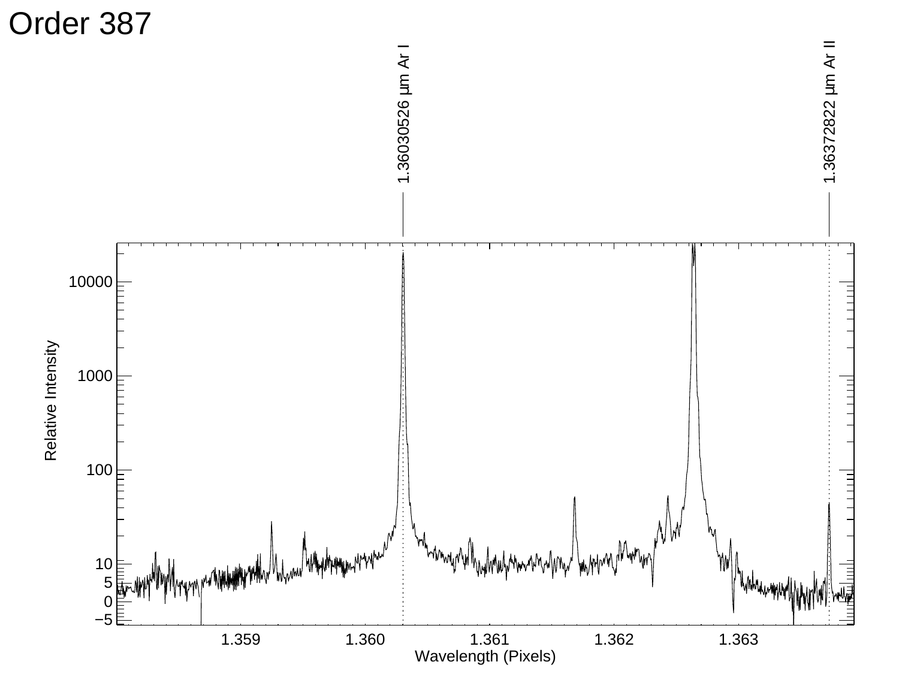# Order 387

1.36030526 µm Ar I

1.36372822 µm Ar II

Relative Intensity

Wavelength (Pixels)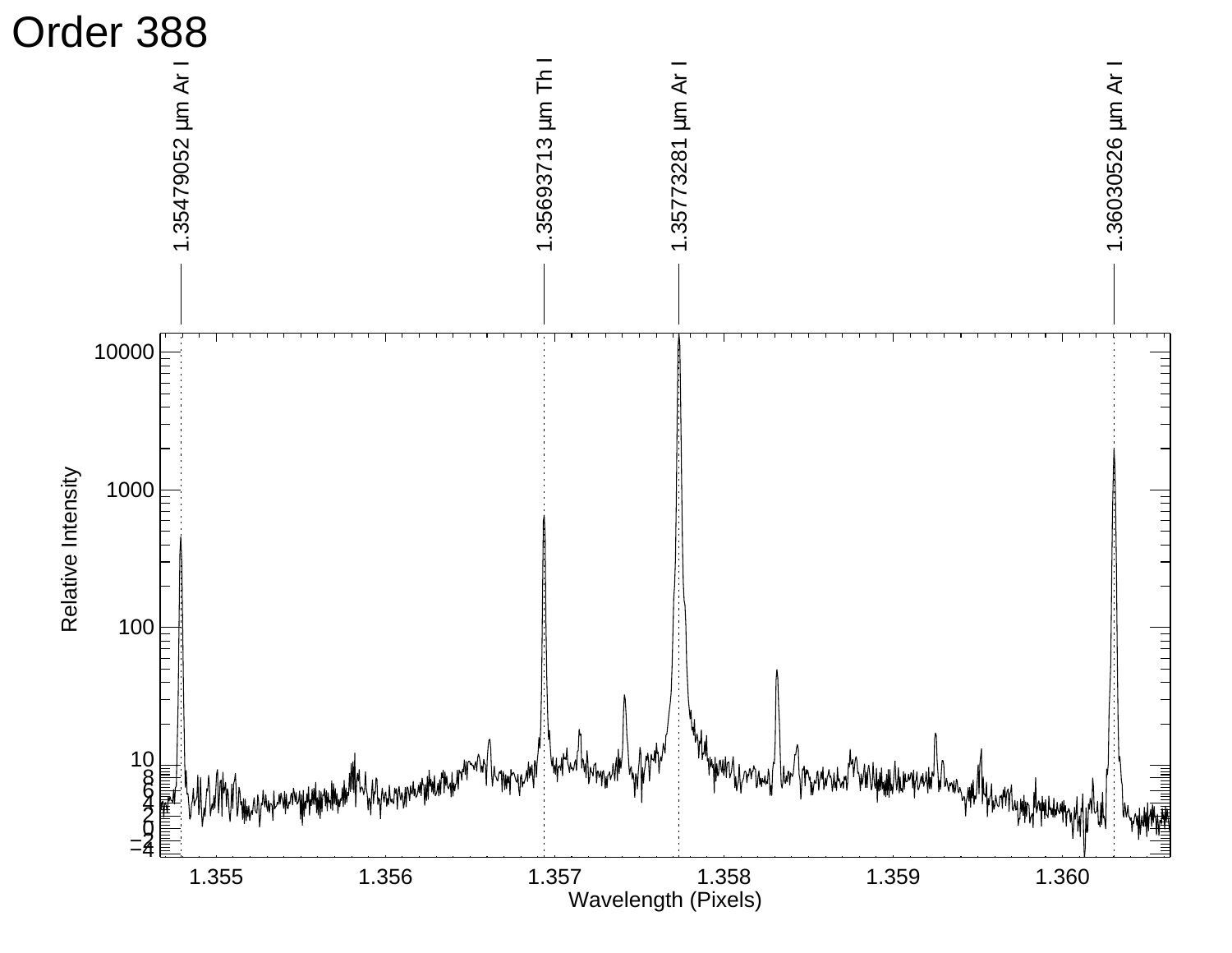# Order 388

1.35479052 μm Ar I

1.35693713 μm Th I

1.35773281 μm Ar I

1.36030526 μm Ar I

Relative Intensity

Wavelength (Pixels)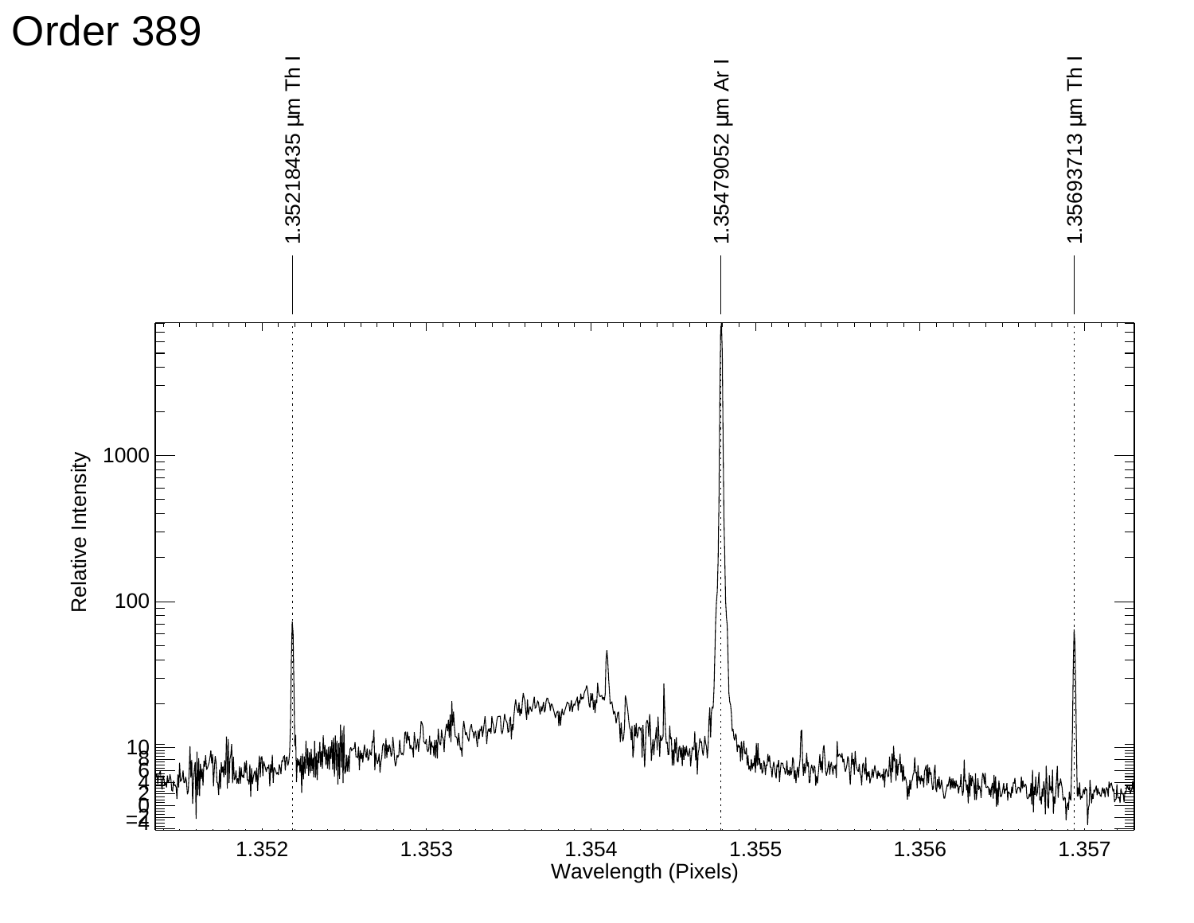# Order 389

1.35218435 μm Th I

1.35479052 μm Ar I

1.35693713 μm Th I

Relative Intensity

Wavelength (Pixels)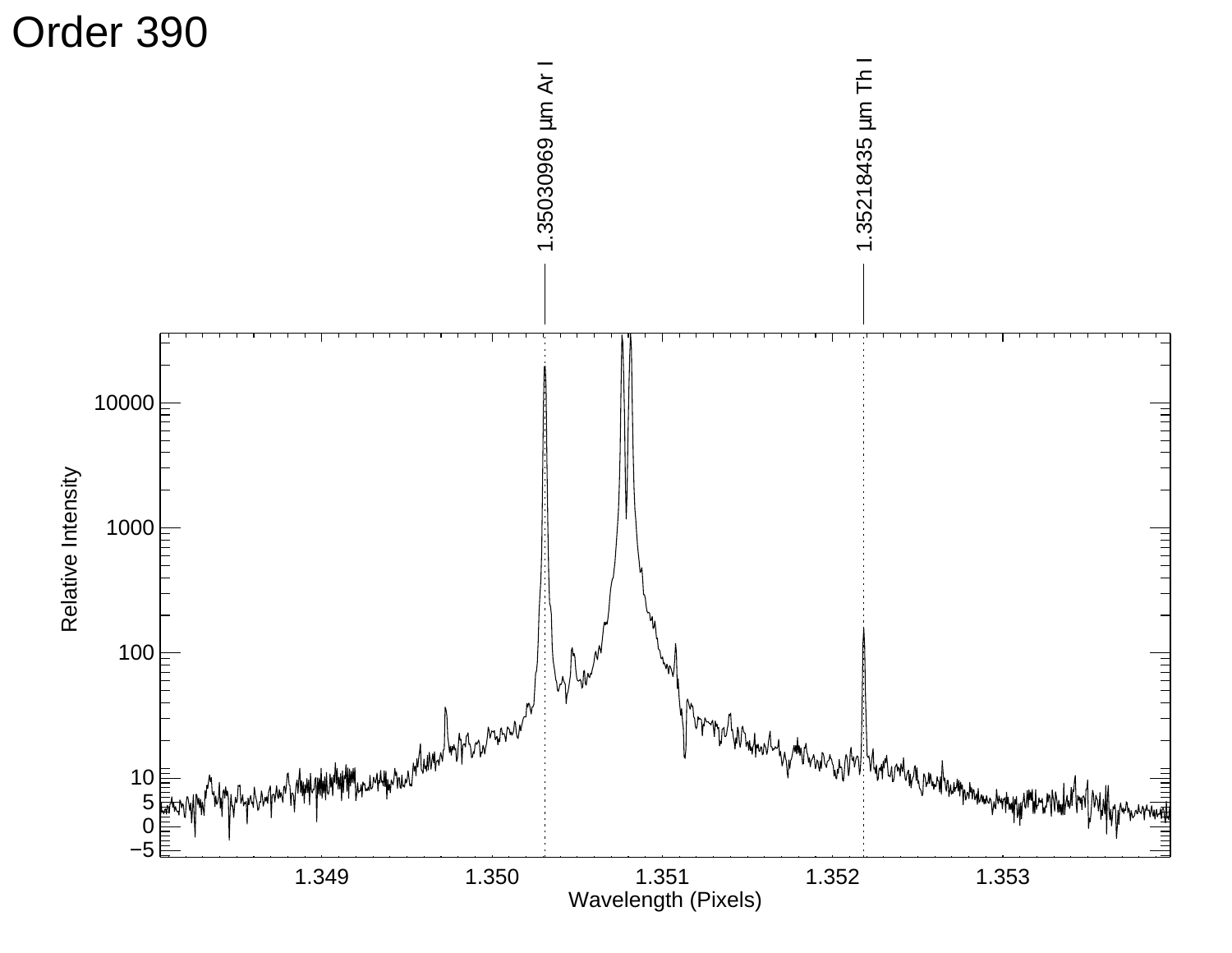# Order 390

1.35030969 µm Ar I

1.35218435 µm Th I

Relative Intensity

Wavelength (Pixels)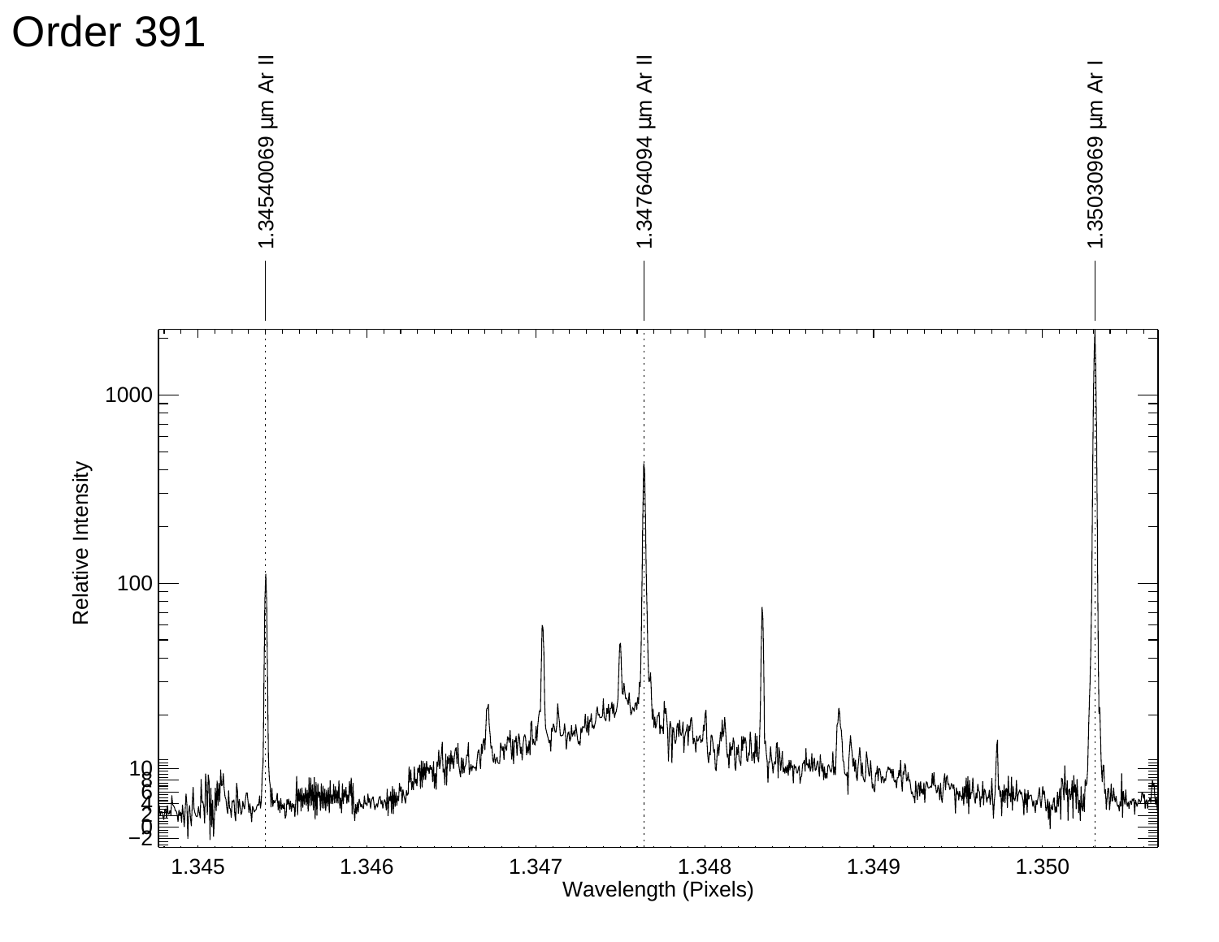# Order 391

1.34540069 μm Ar II

1.34764094 μm Ar II

1.35030969 μm Ar I

Relative Intensity

Wavelength (Pixels)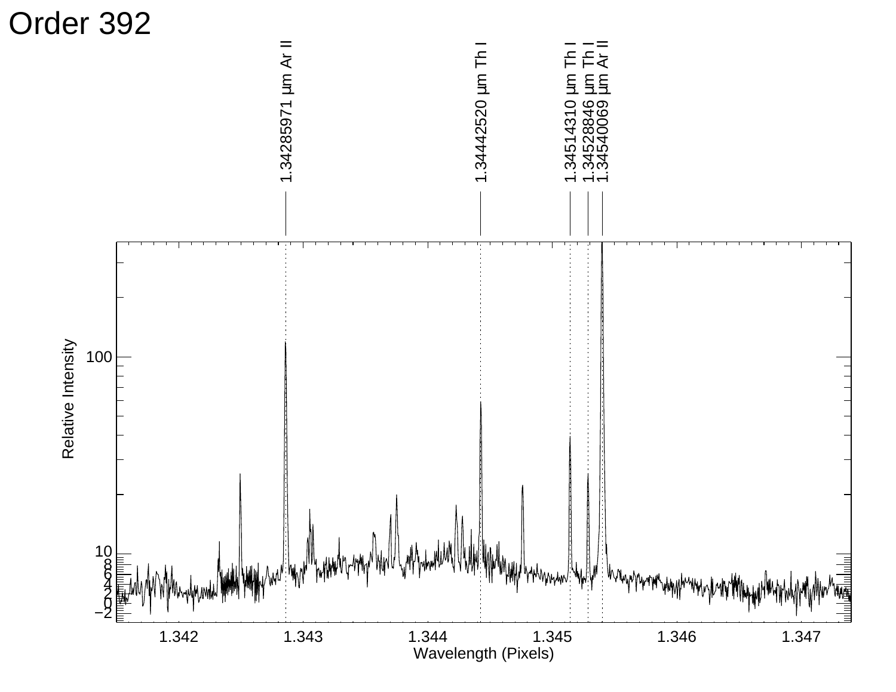# Order 392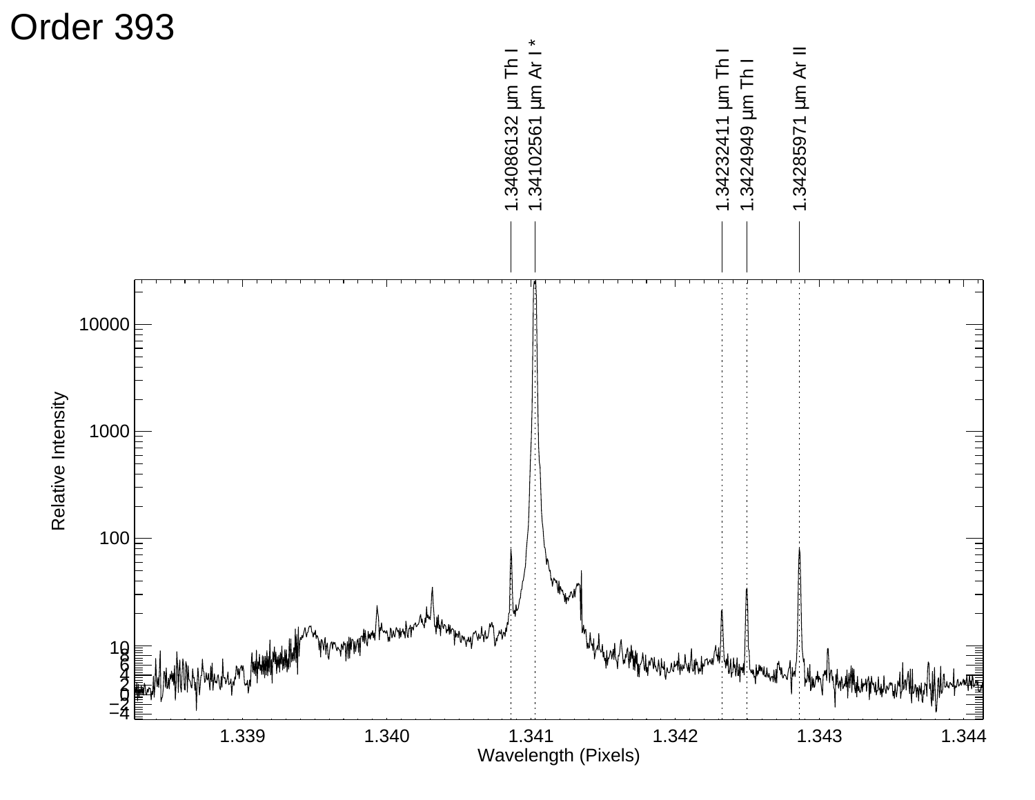# Order 393

| Wavelength | Species |
|---|---|
| 1.34086132 μm | Th I |
| 1.34102561 μm | Ar I * |
| 1.34232411 μm | Th I |
| 1.3424949 μm | Th I |
| 1.34285971 μm | Ar II |

Relative Intensity

Wavelength (Pixels)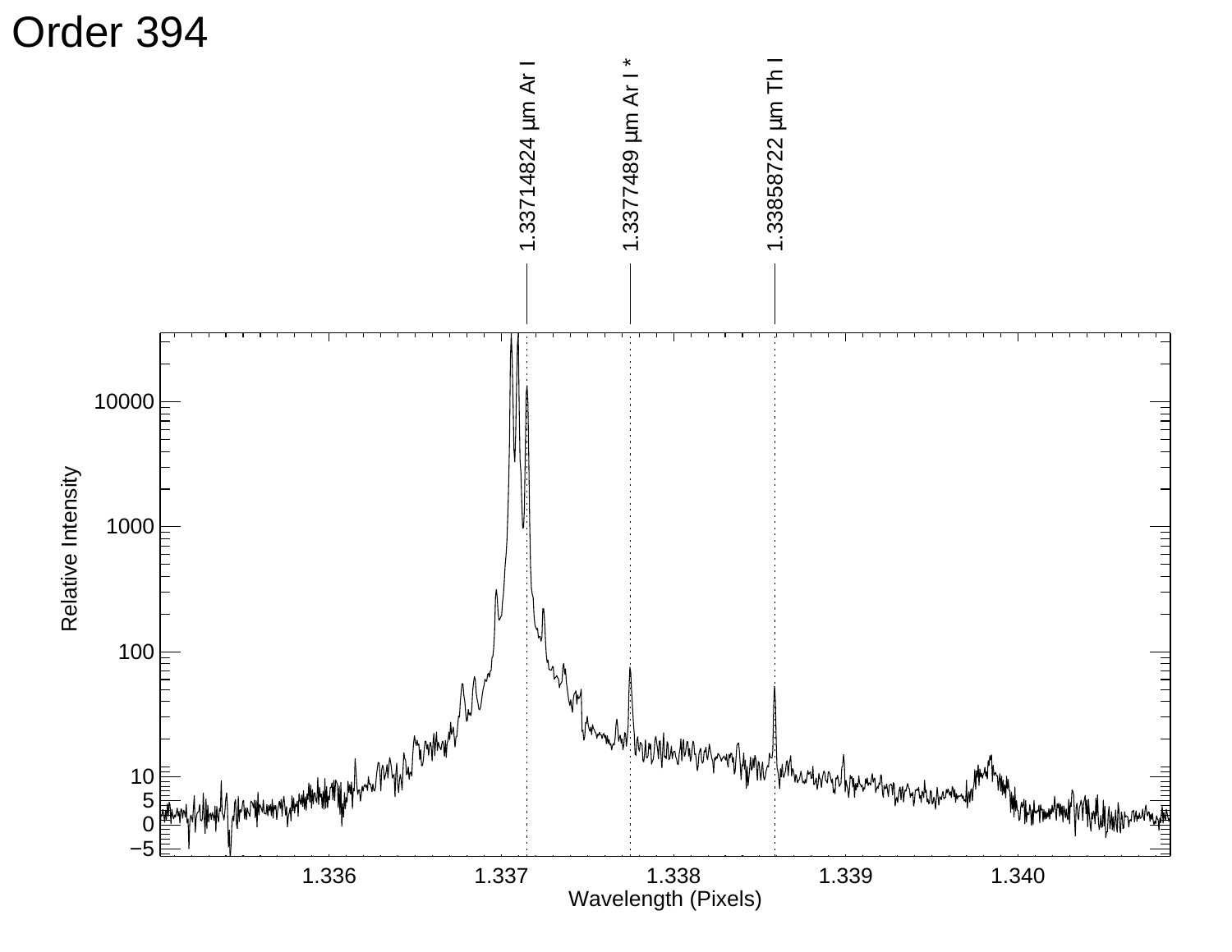# Order 394

1.33714824 μm Ar I

1.3377489 μm Ar I *

1.33858722 μm Th I

Relative Intensity

Wavelength (Pixels)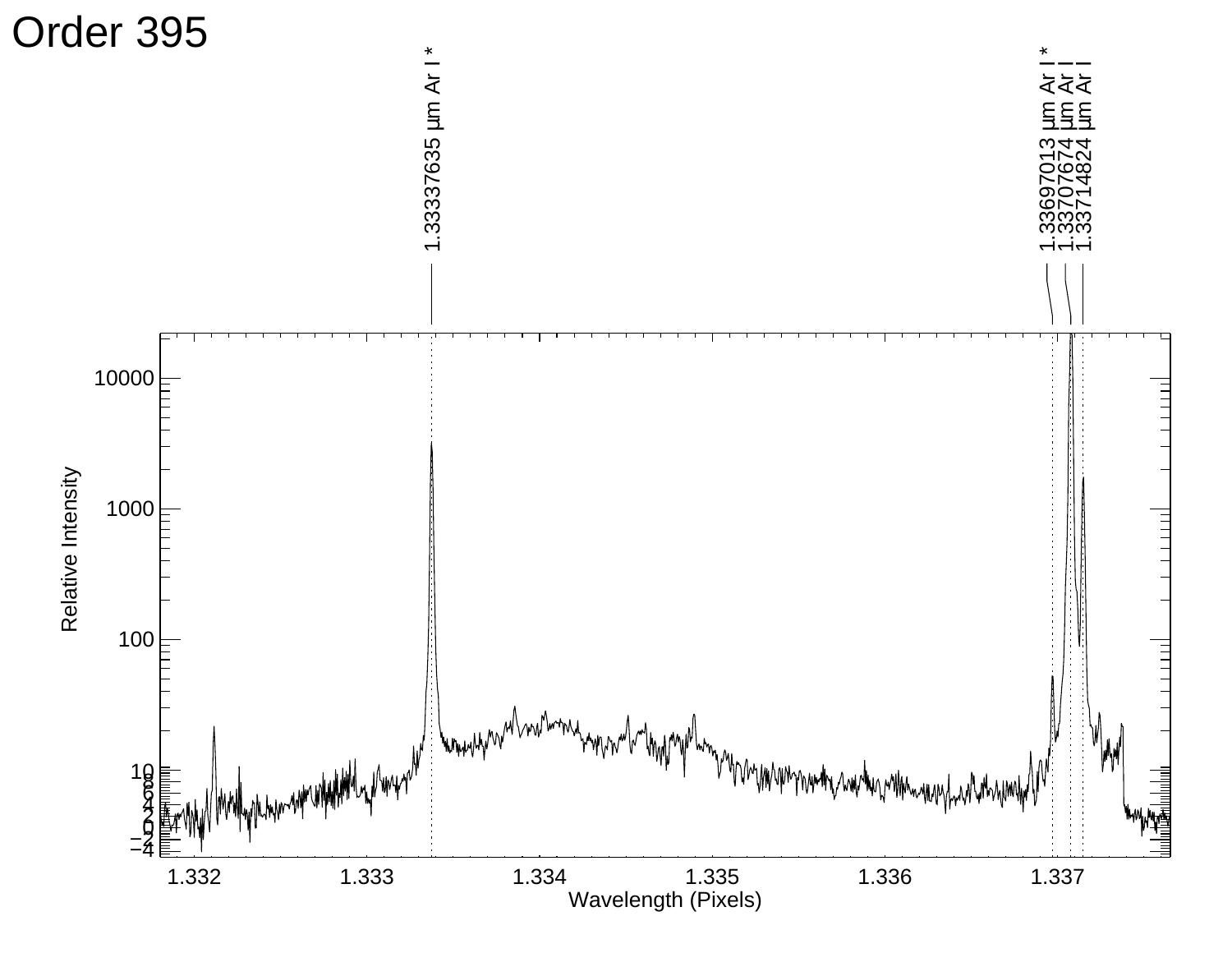# Order 395

1.33337635 µm Ar I *

1.33697013 µm Ar I *
1.33707674 µm Ar I
1.33714824 µm Ar I

Relative Intensity

Wavelength (Pixels)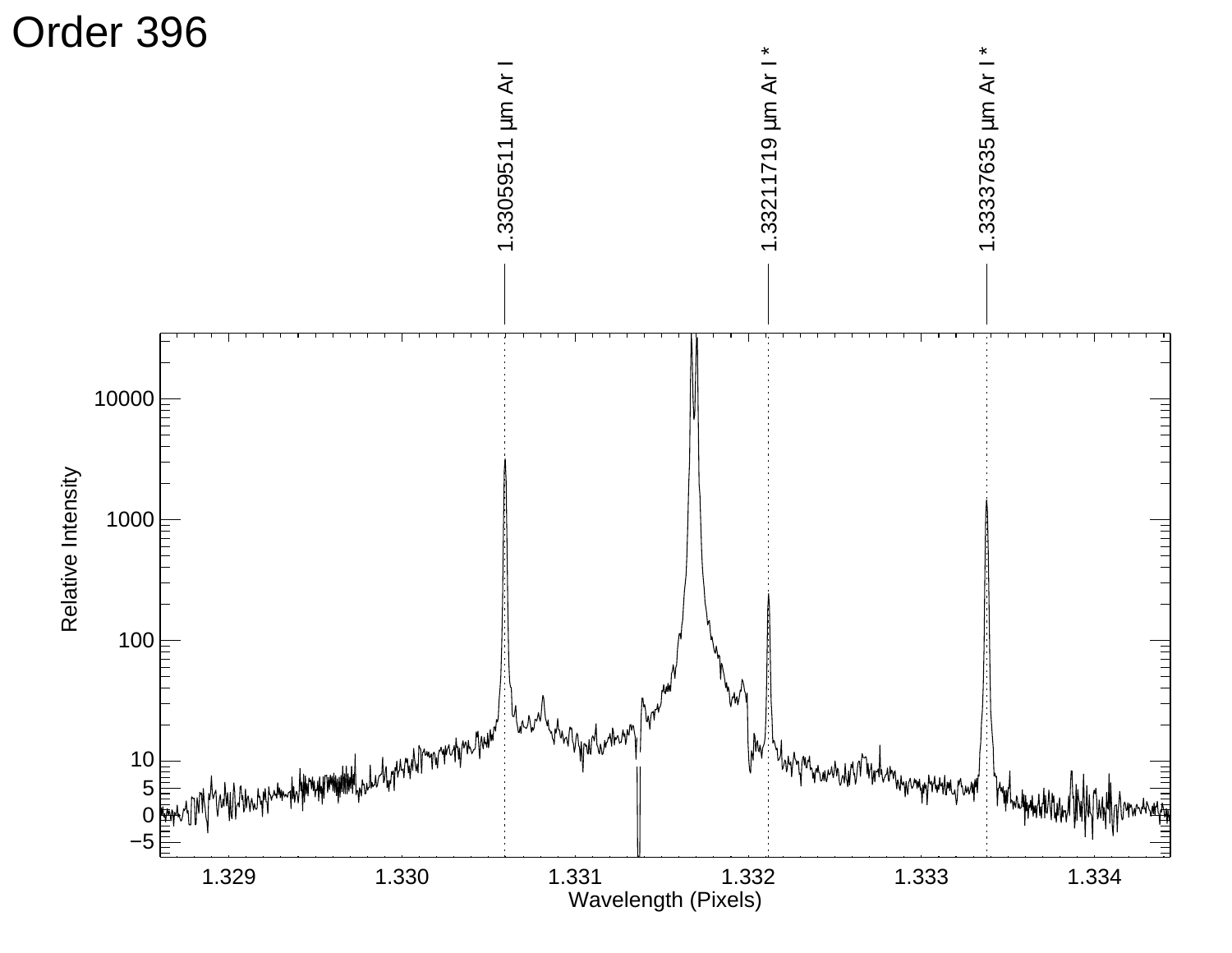# Order 396

1.33059511 μm Ar I

1.33211719 μm Ar I *

1.33337635 μm Ar I *

Relative Intensity

Wavelength (Pixels)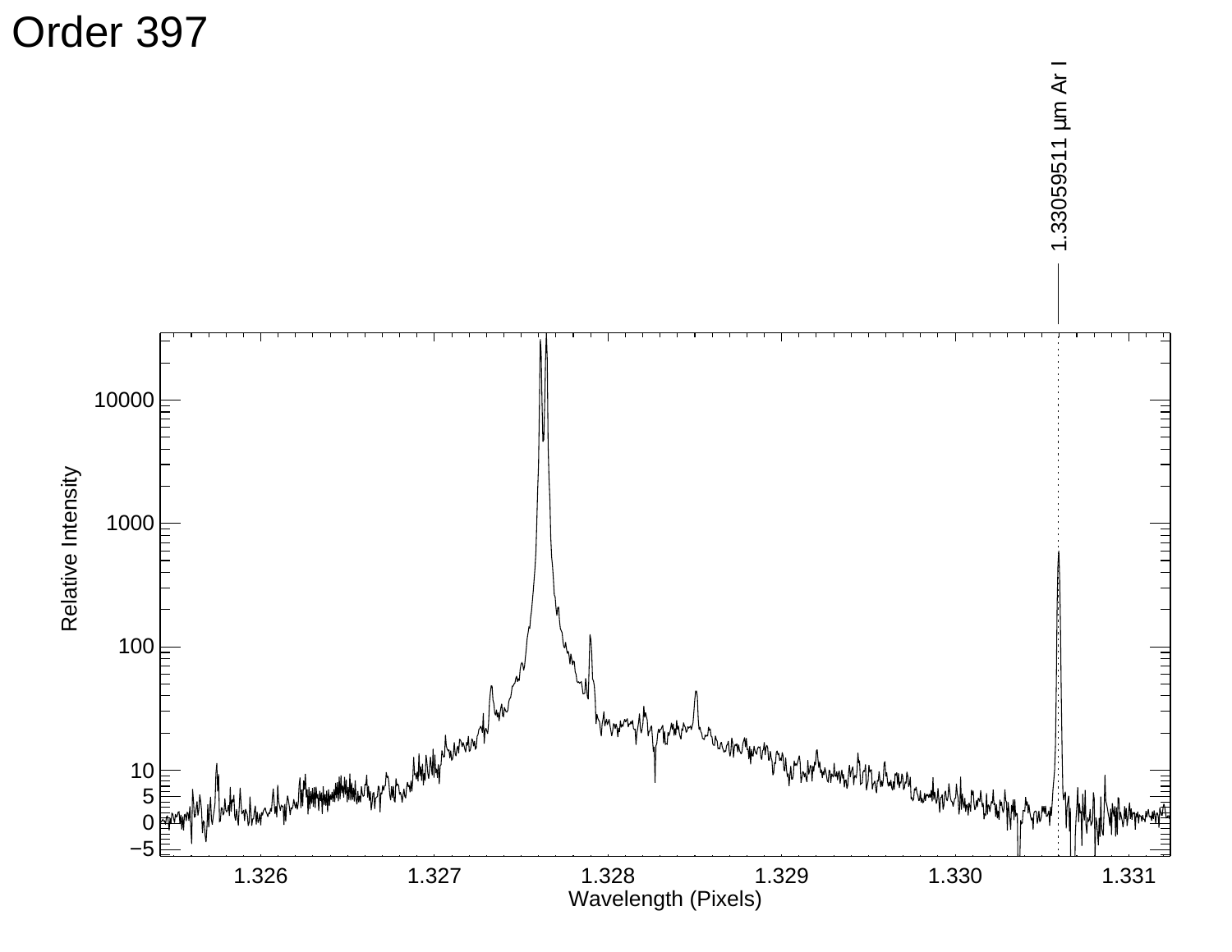# Order 397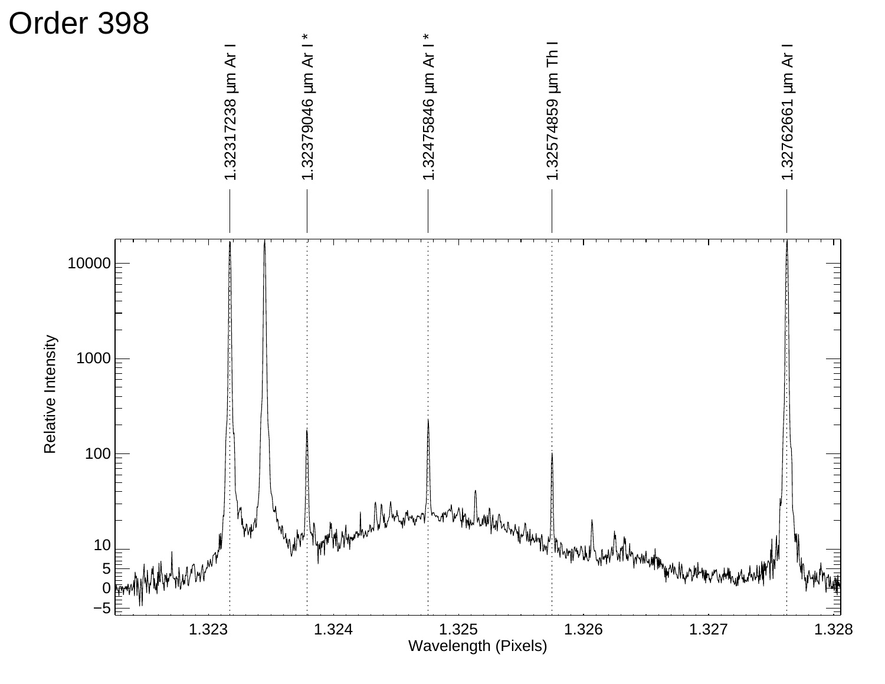# Order 398

1.32317238 μm Ar I

1.32379046 μm Ar I *

1.32475846 μm Ar I *

1.32574859 μm Th I

1.32762661 μm Ar I

Relative Intensity

Wavelength (Pixels)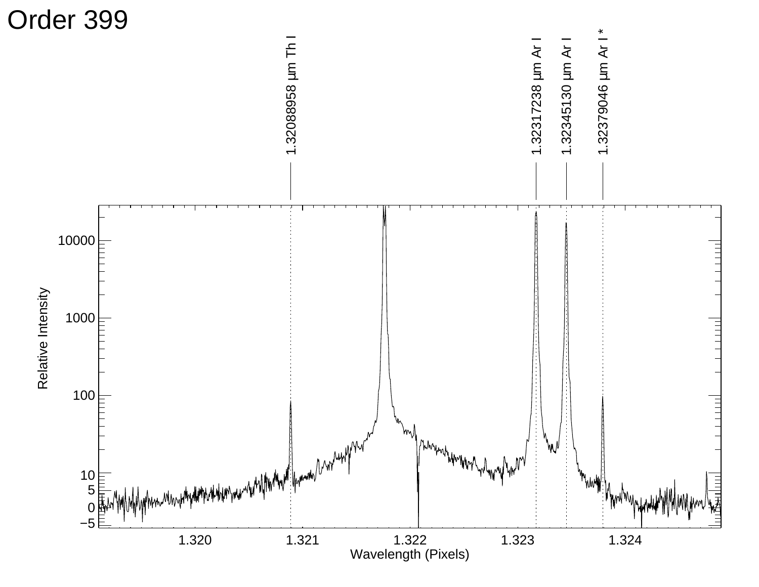# Order 399

1.32088958 µm Th I

1.32317238 µm Ar I

1.32345130 µm Ar I

1.32379046 µm Ar I *

Relative Intensity

Wavelength (Pixels)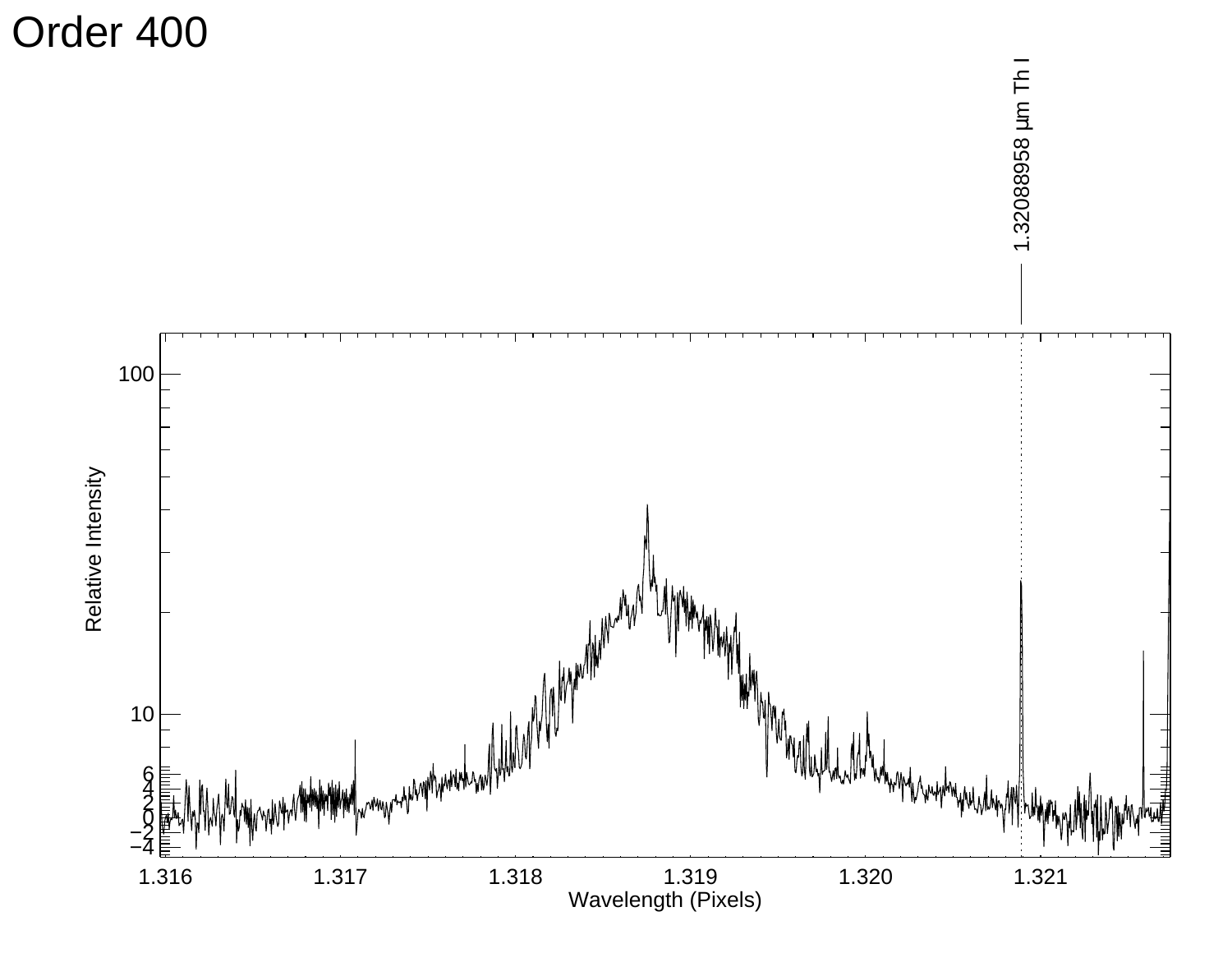# Order 400

1.32088958 µm Th I

Relative Intensity

Wavelength (Pixels)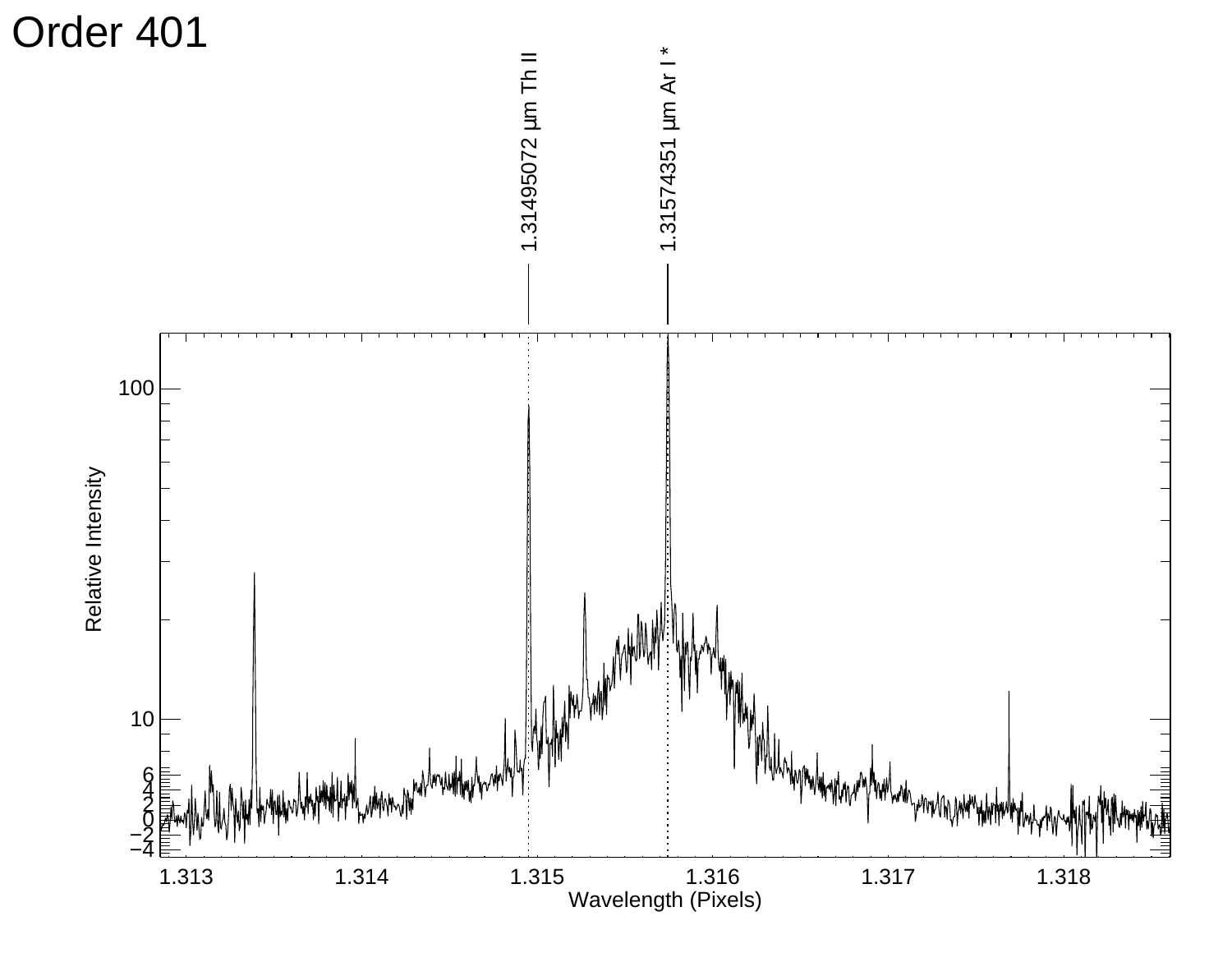# Order 401

1.31495072 μm Th II

1.31574351 μm Ar I *

Relative Intensity

Wavelength (Pixels)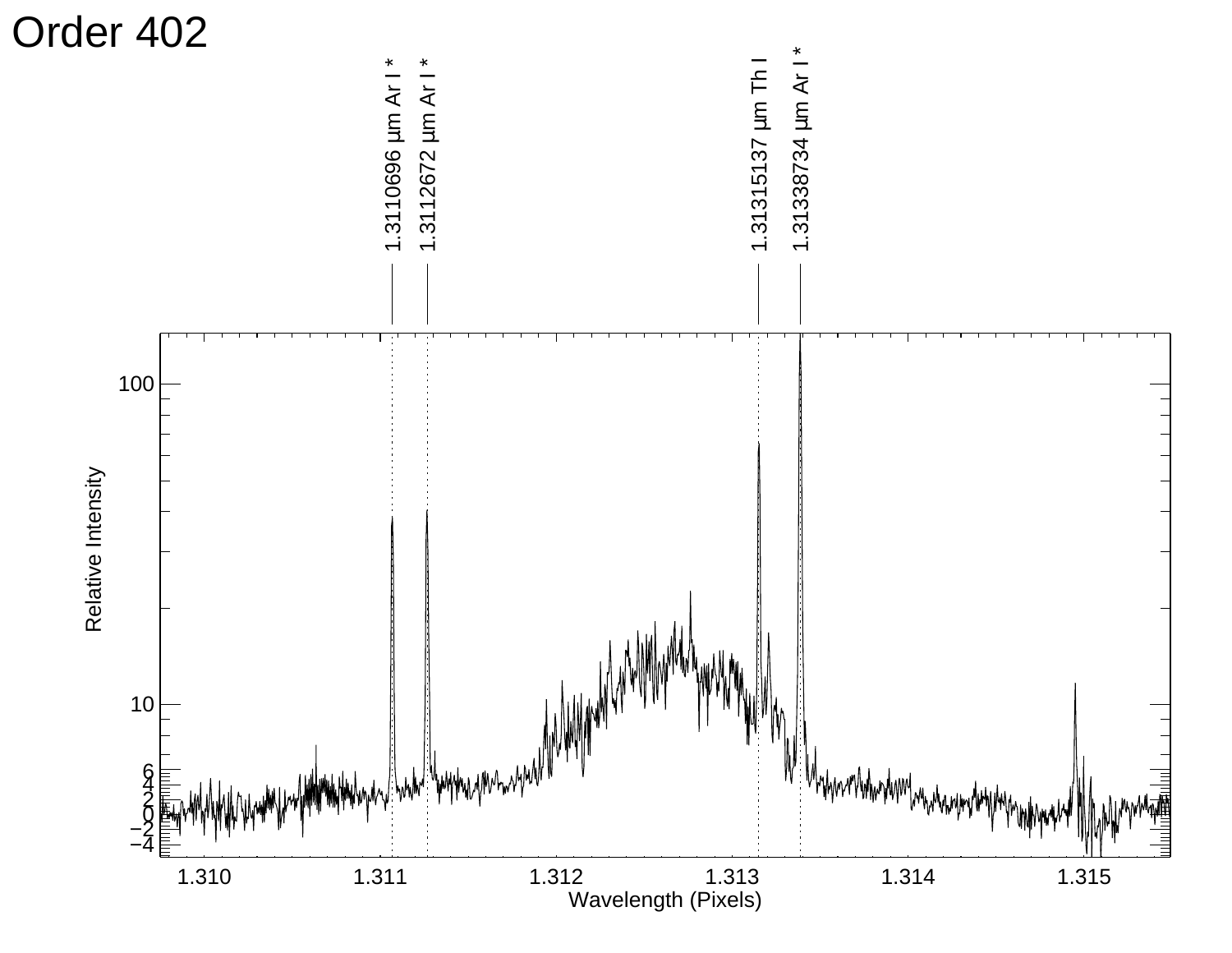# Order 402

1.3110696 µm Ar I *

1.3112672 µm Ar I *

1.31315137 µm Th I

1.31338734 µm Ar I *

Relative Intensity

Wavelength (Pixels)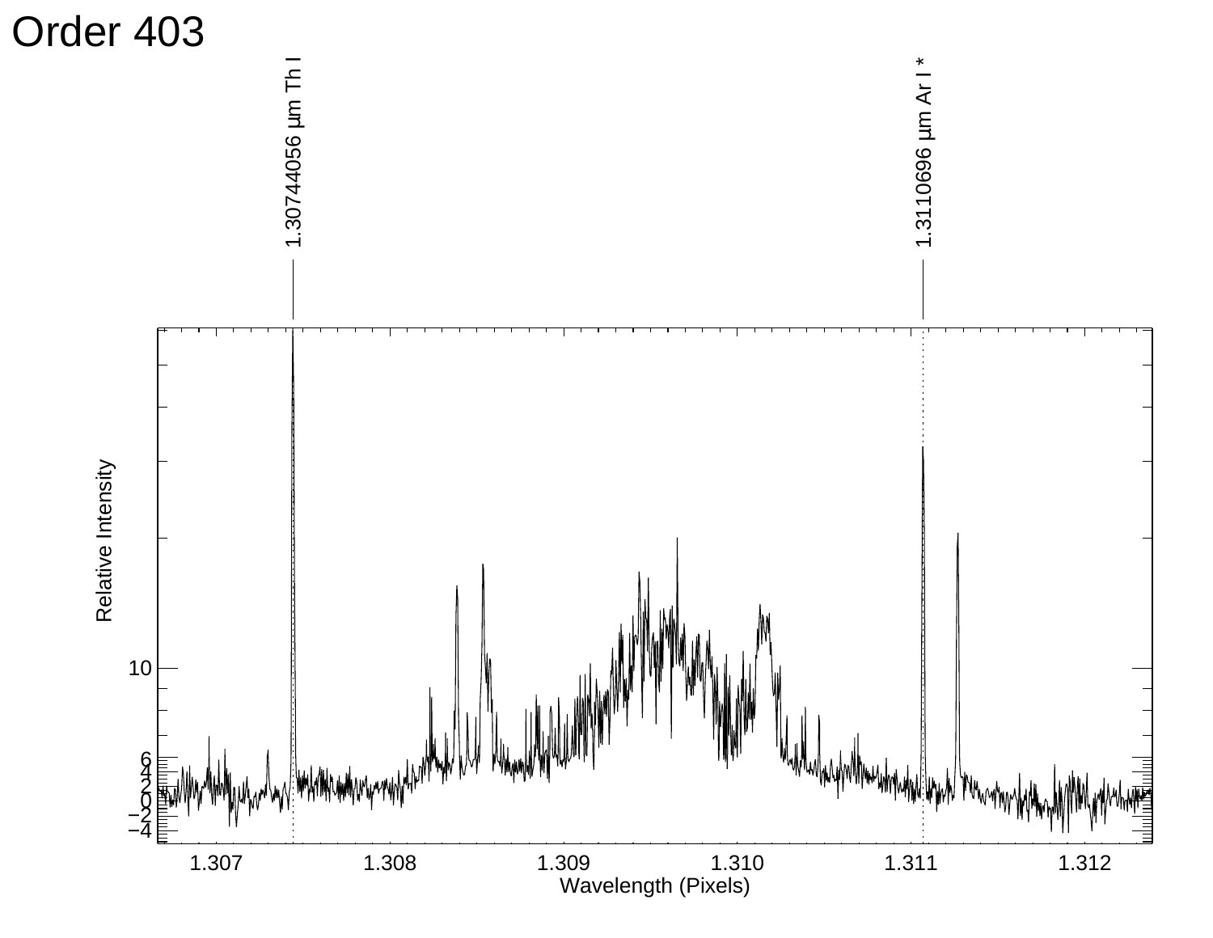# Order 403

1.30744056 μm Th I

1.3110696 μm Ar I *

Relative Intensity

Wavelength (Pixels)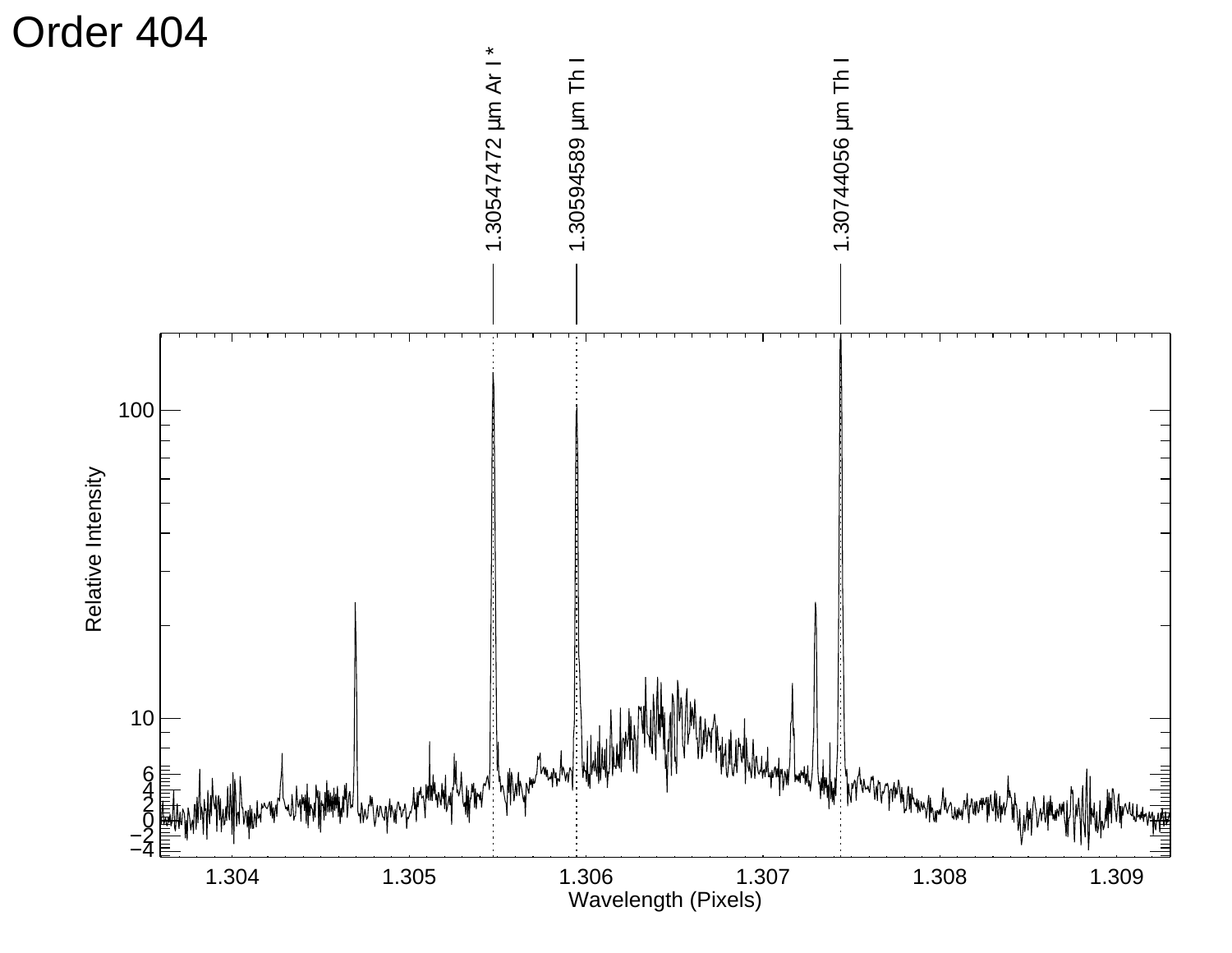# Order 404

1.30547472 μm Ar I *

1.30594589 μm Th I

1.30744056 μm Th I

Relative Intensity

Wavelength (Pixels)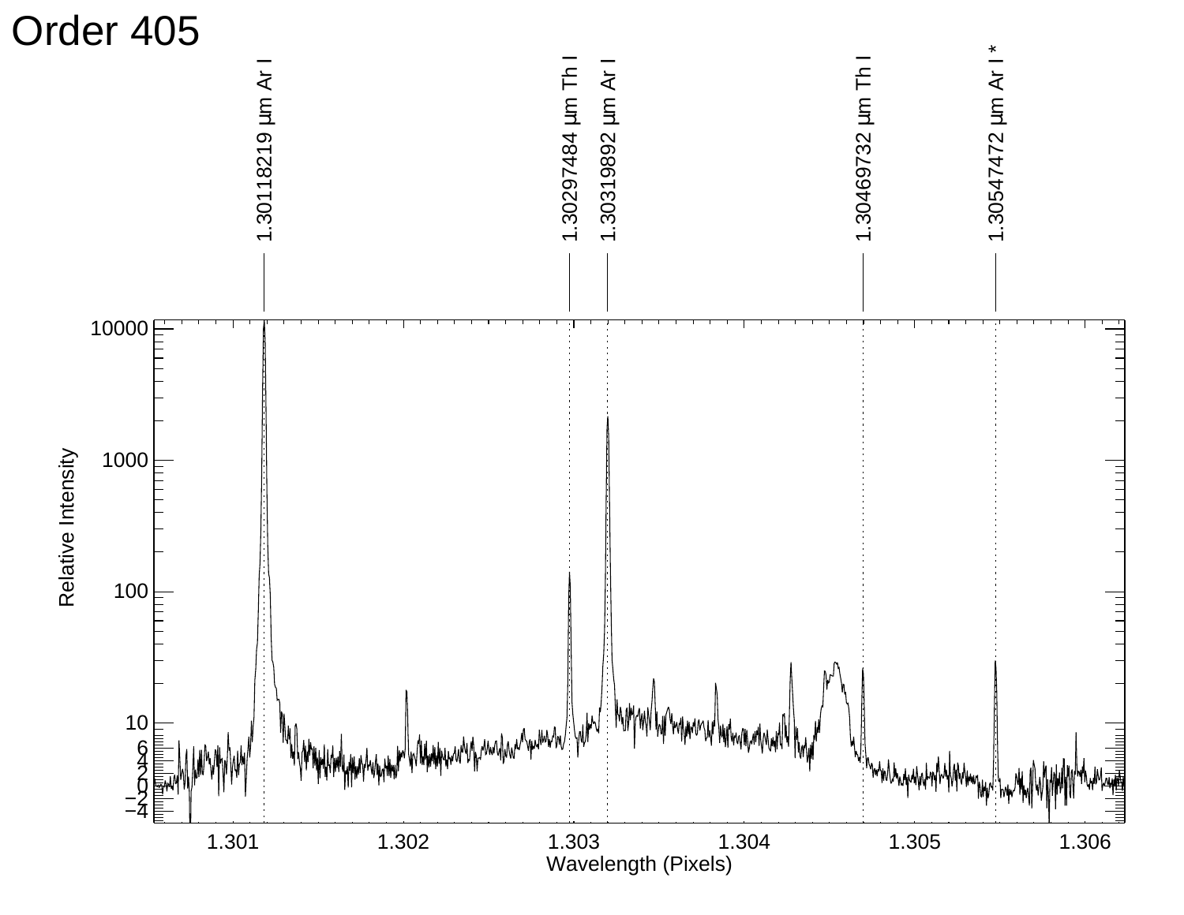# Order 405

1.30118219 µm Ar I

1.30297484 µm Th I

1.30319892 µm Ar I

1.30469732 µm Th I

1.30547472 µm Ar I *

Relative Intensity

Wavelength (Pixels)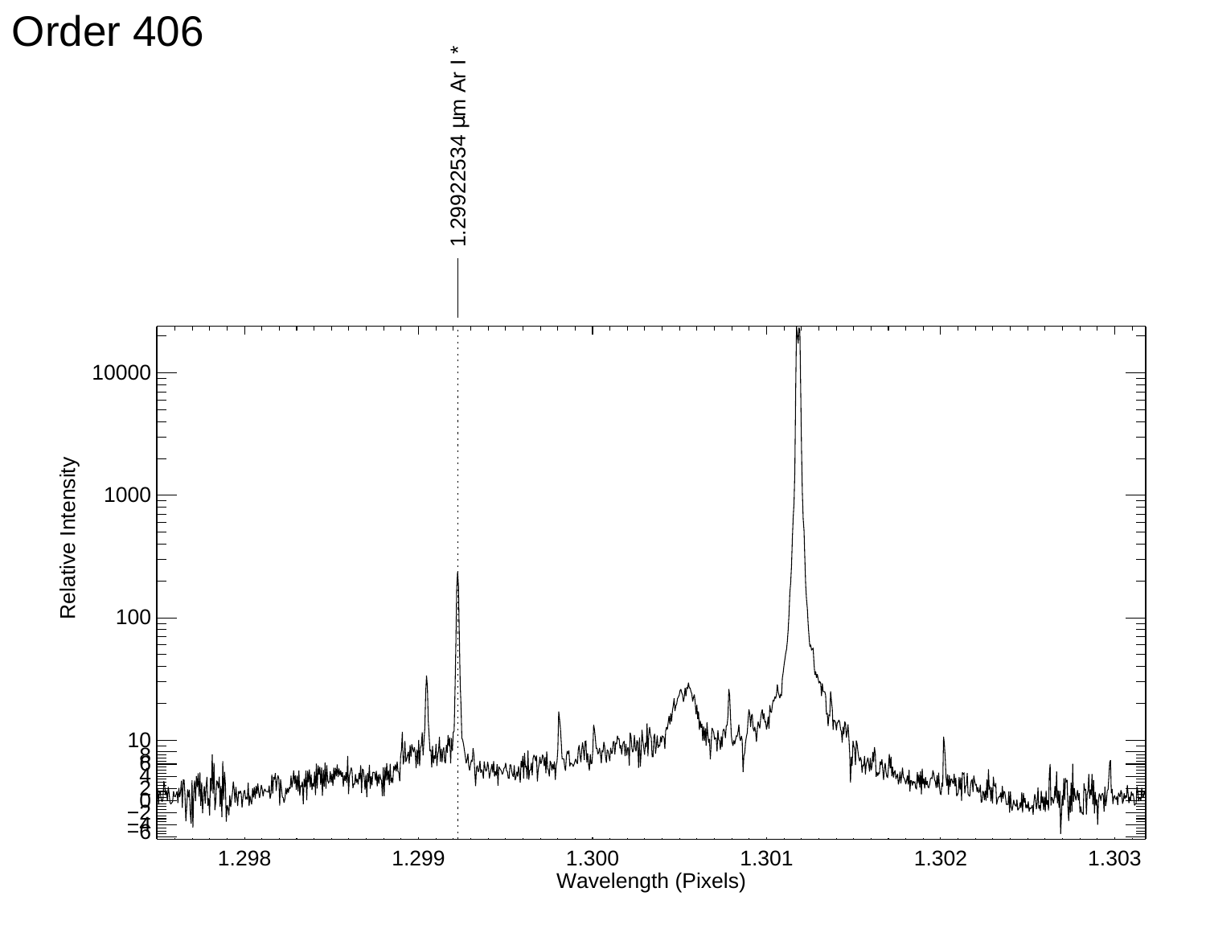# Order 406

1.29922534 μm Ar I *

Relative Intensity

Wavelength (Pixels)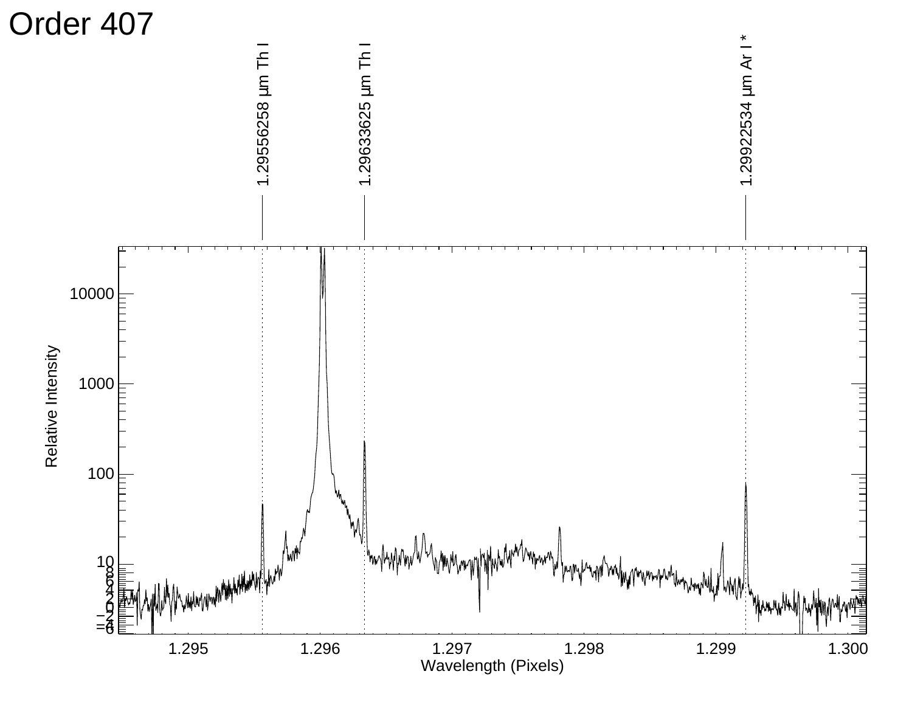# Order 407

1.29556258 μm Th I

1.29633625 μm Th I

1.29922534 μm Ar I *

Relative Intensity

Wavelength (Pixels)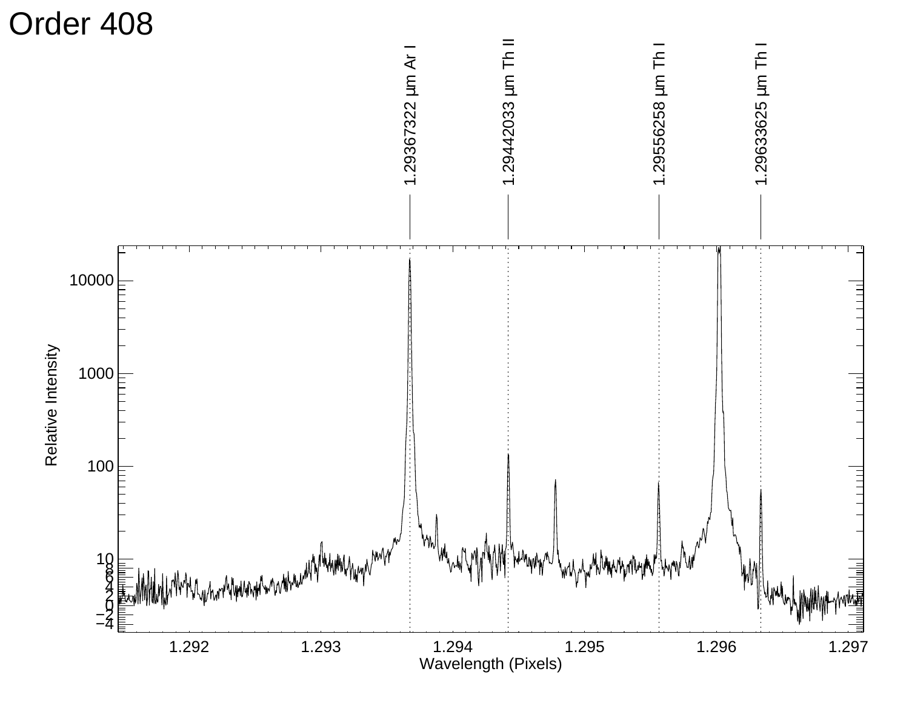# Order 408

1.29367322 µm Ar I

1.29442033 µm Th II

1.29556258 µm Th I

1.29633625 µm Th I

Relative Intensity

Wavelength (Pixels)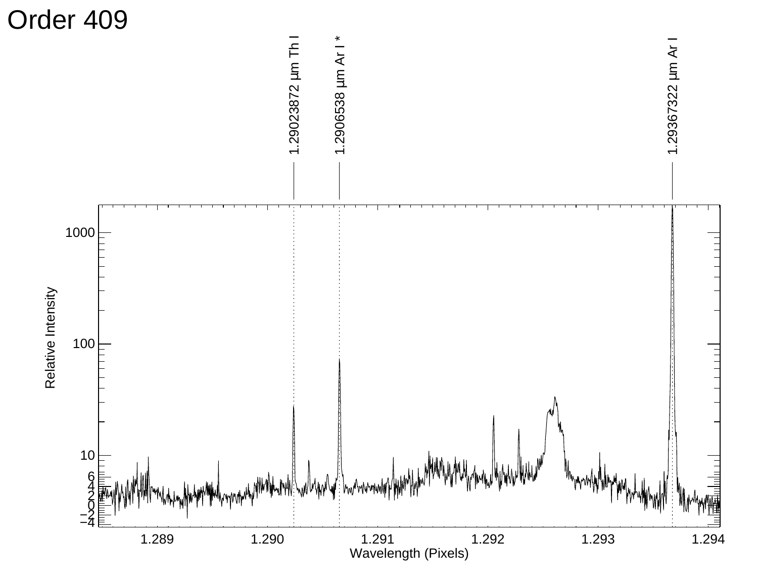# Order 409

1.29023872 µm Th I

1.2906538 µm Ar I *

1.29367322 µm Ar I

Relative Intensity

Wavelength (Pixels)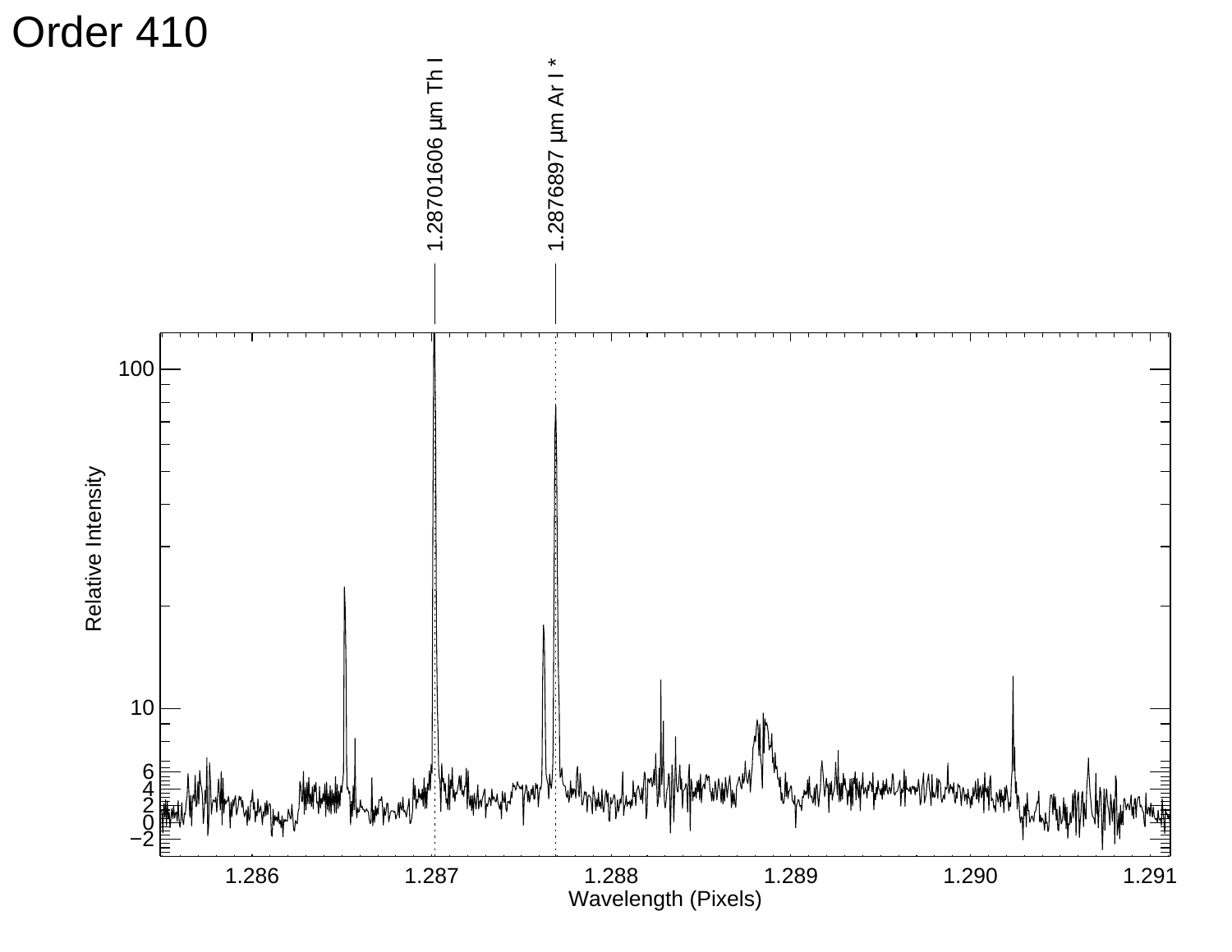# Order 410

1.28701606 µm Th I

1.2876897 µm Ar I *

Relative Intensity

Wavelength (Pixels)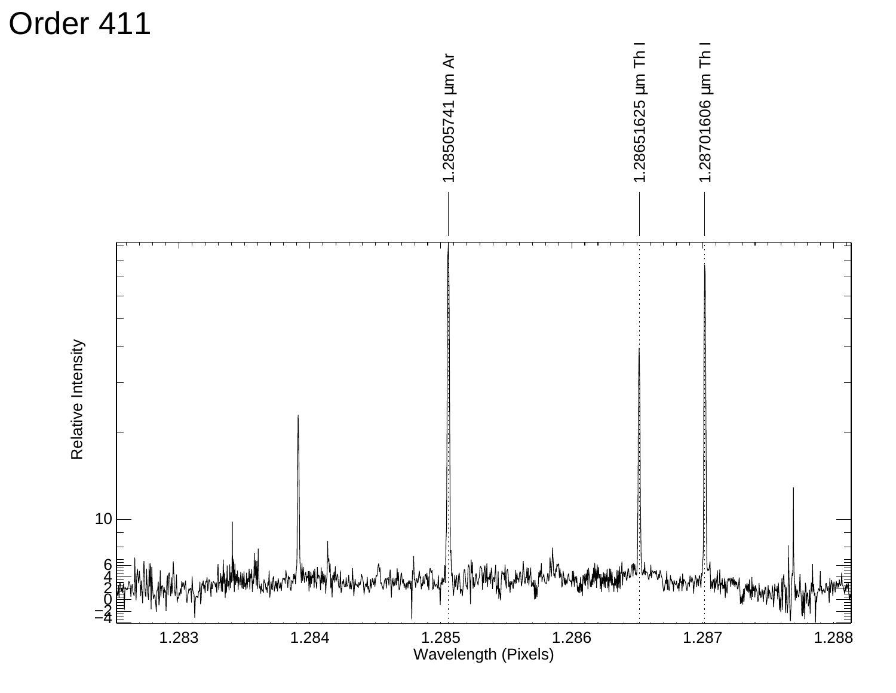# Order 411

1.28505741 µm Ar

1.28651625 µm Th I

1.28701606 µm Th I

Relative Intensity

10
6
4
2
0
−2
−4

1.283 1.284 1.285 1.286 1.287 1.288

Wavelength (Pixels)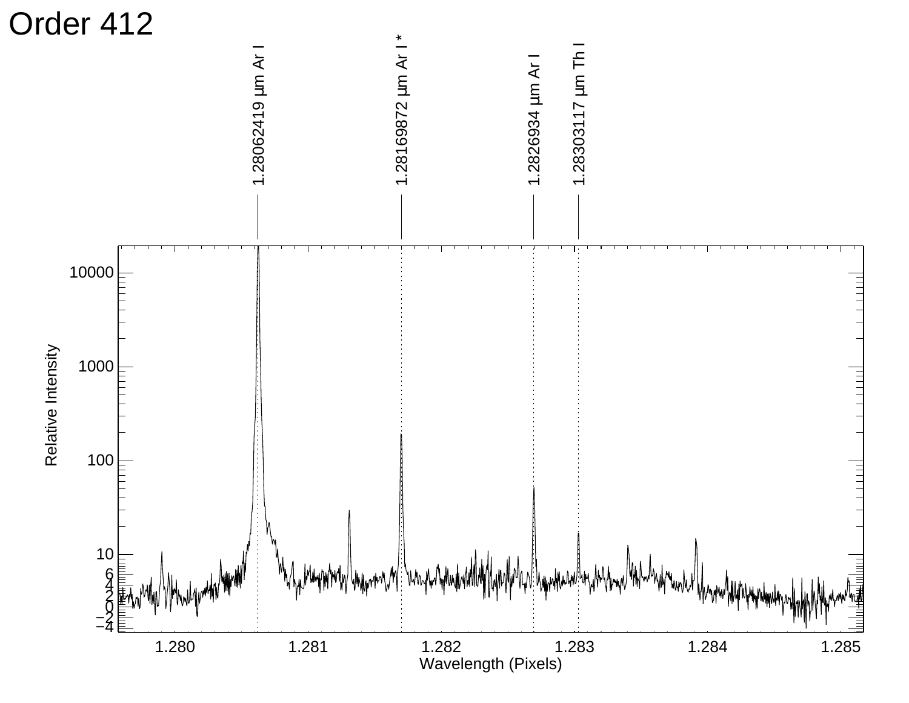# Order 412

1.28062419 µm Ar I

1.28169872 µm Ar I *

1.2826934 µm Ar I

1.28303117 µm Th I

Relative Intensity

Wavelength (Pixels)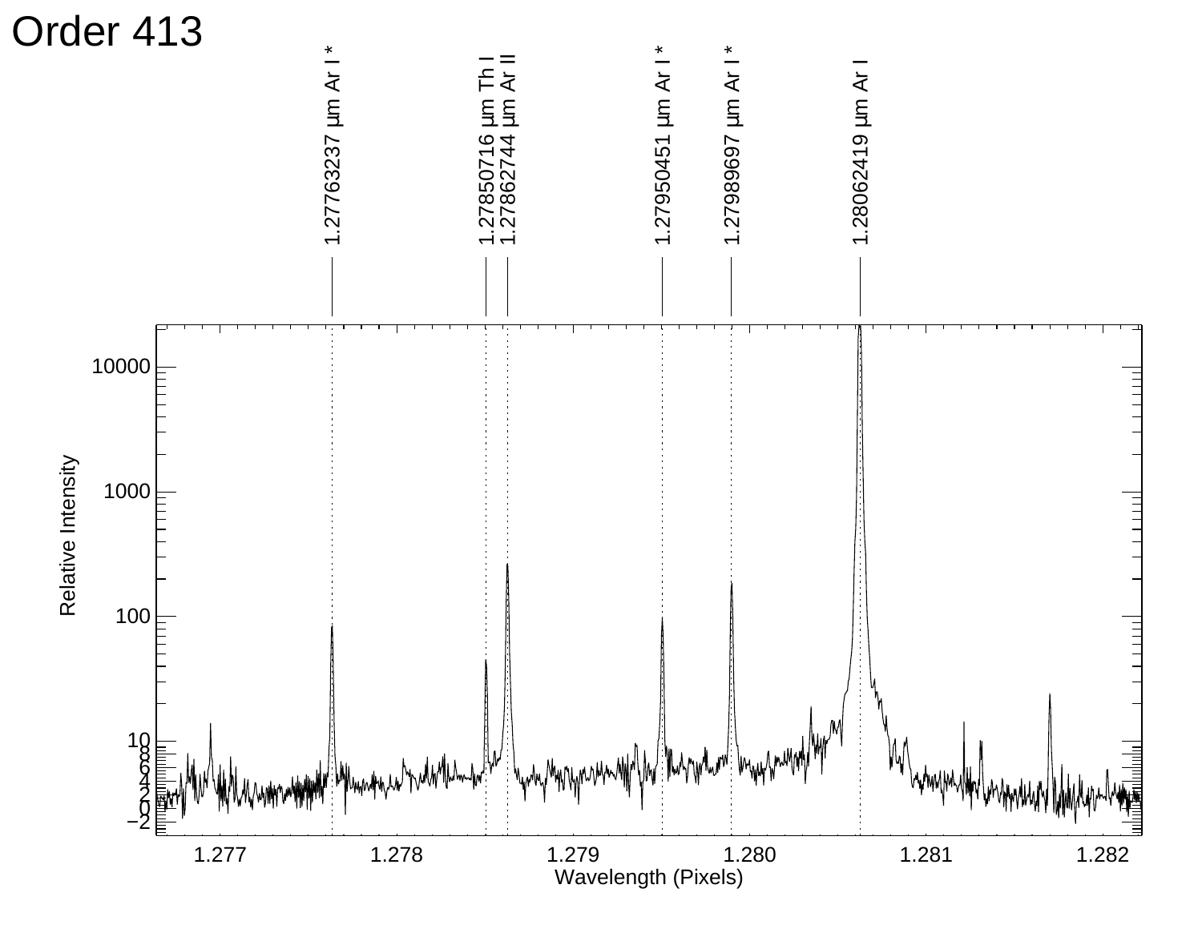# Order 413

1.27763237 μm Ar I *

1.27850716 μm Th I

1.27862744 μm Ar II

1.27950451 μm Ar I *

1.27989697 μm Ar I *

1.28062419 μm Ar I

Relative Intensity

Wavelength (Pixels)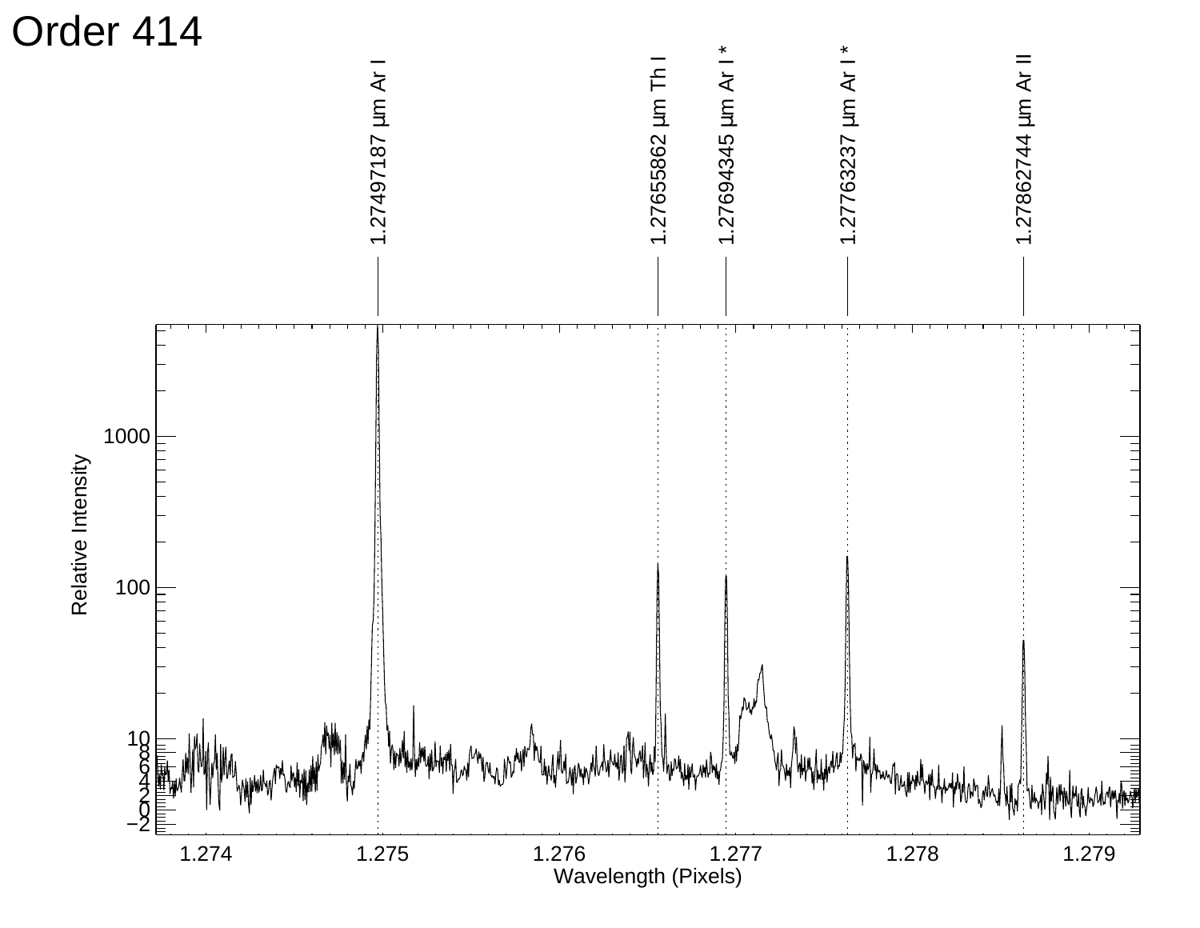# Order 414

1.27497187 µm Ar I

1.27655862 µm Th I

1.27694345 µm Ar I *

1.27763237 µm Ar I *

1.27862744 µm Ar II

Relative Intensity

Wavelength (Pixels)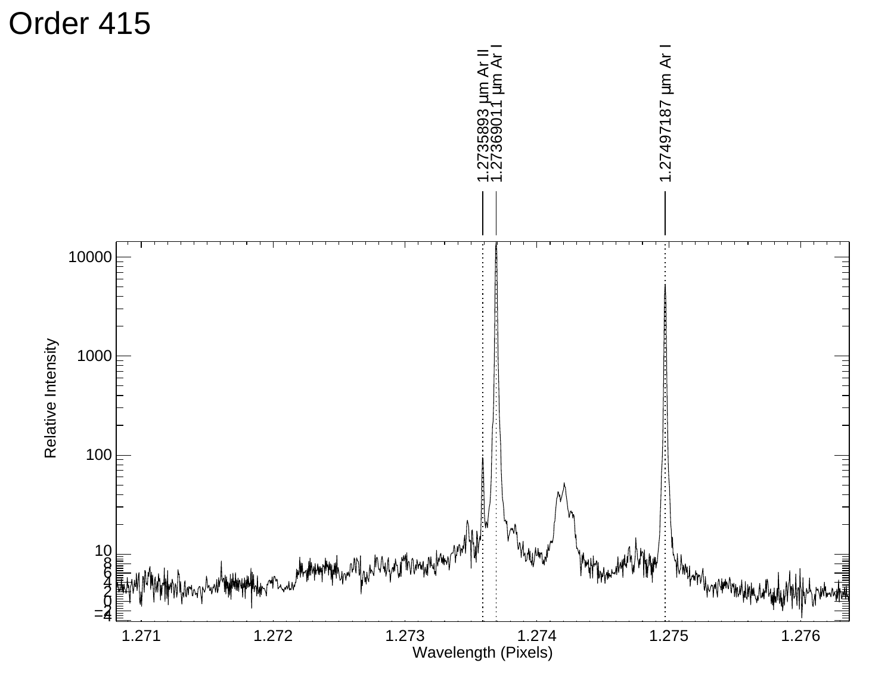# Order 415

1.2735893 μm Ar II

1.27369011 μm Ar I

1.27497187 μm Ar I

Relative Intensity

Wavelength (Pixels)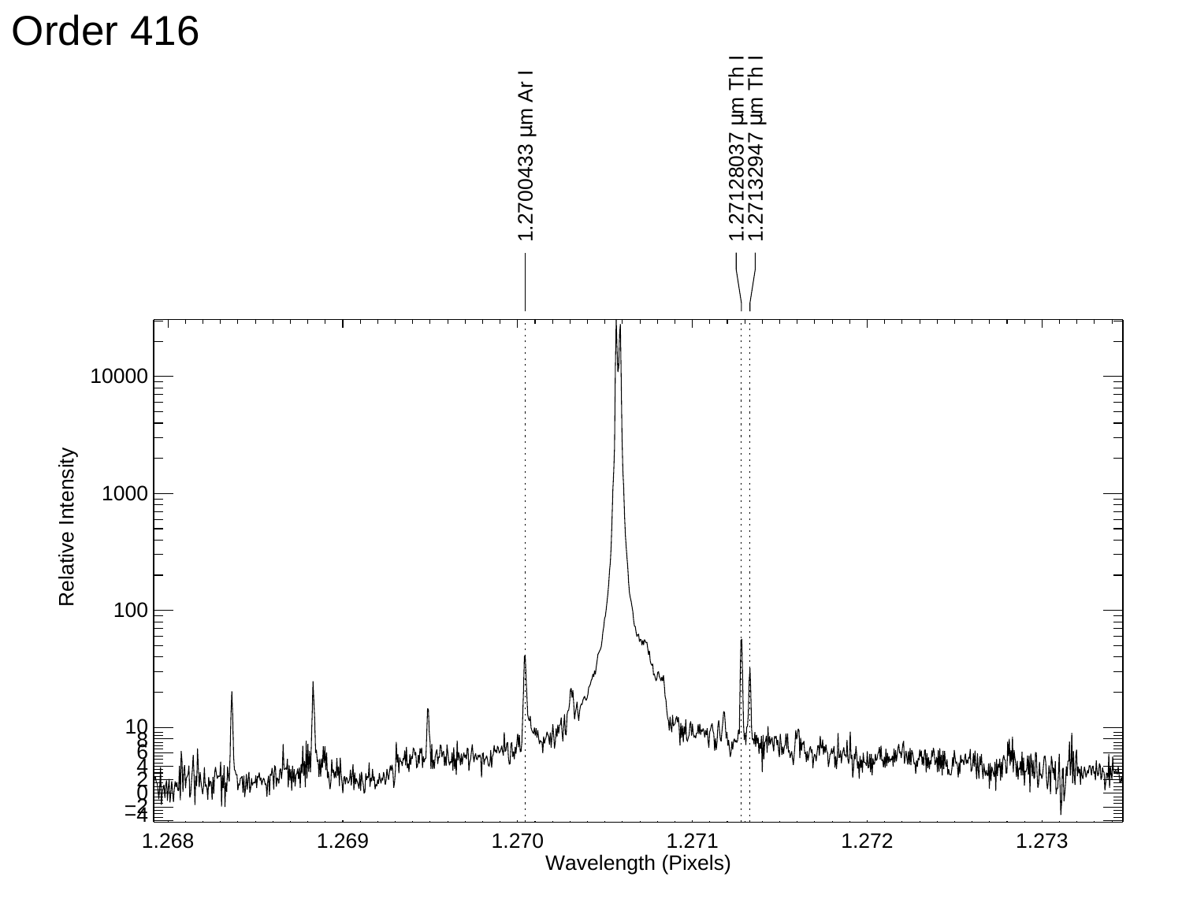# Order 416

1.2700433 μm Ar I

1.27128037 μm Th I

1.27132947 μm Th I

Relative Intensity

Wavelength (Pixels)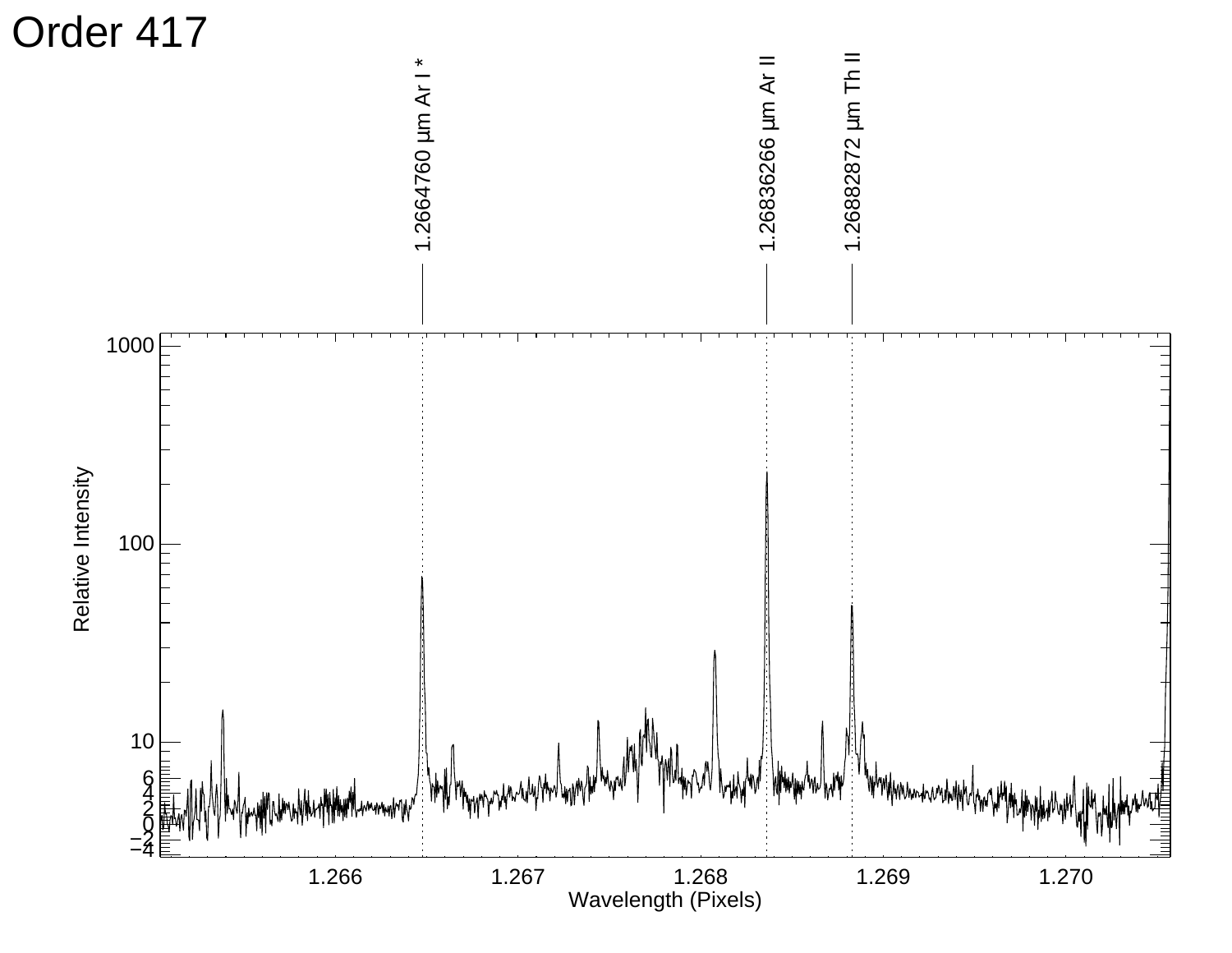# Order 417

1.2664760 µm Ar I *

1.26836266 µm Ar II

1.26882872 µm Th II

Relative Intensity

1000

100

10

6

4

2

0

−2

−4

1.266

1.267

1.268

1.269

1.270

Wavelength (Pixels)